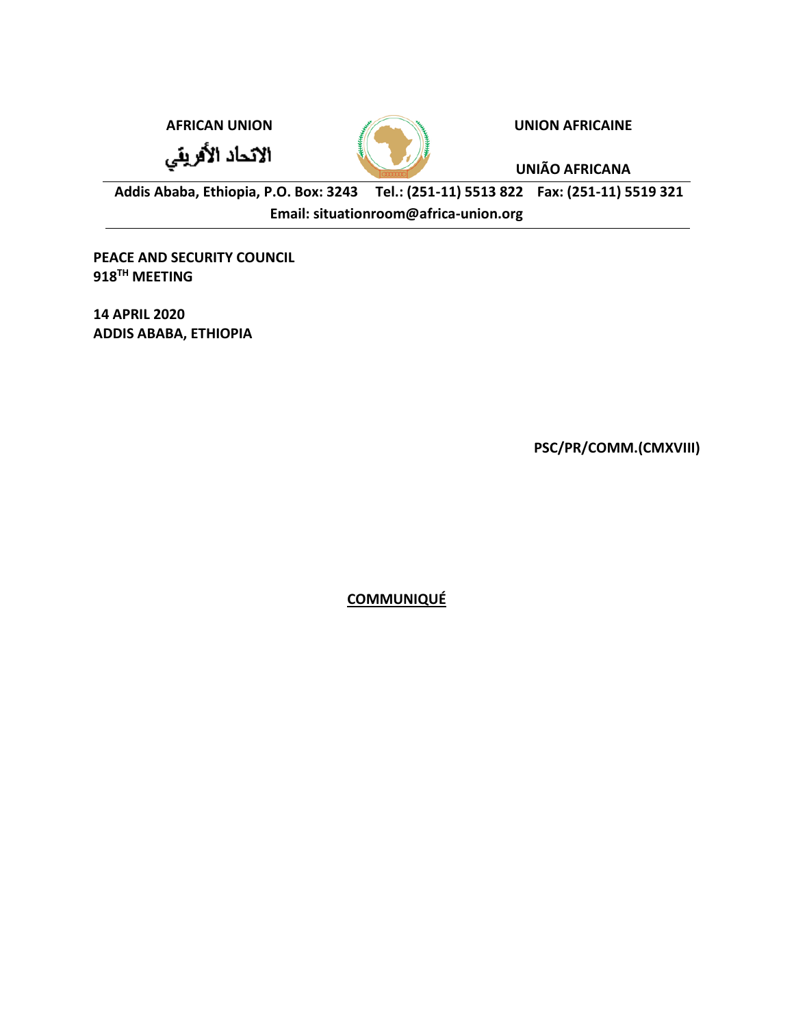**AFRICAN UNION**

الاتحاد الأفريقي

**UNION AFRICAINE**

**UNIÃO AFRICANA**

**Addis Ababa, Ethiopia, P.O. Box: 3243 Tel.: (251-11) 5513 822 Fax: (251-11) 5519 321**
**Email: situationroom@africa-union.org**

**PEACE AND SECURITY COUNCIL**
**918TH MEETING**

**14 APRIL 2020**
**ADDIS ABABA, ETHIOPIA**

**PSC/PR/COMM.(CMXVIII)**

**COMMUNIQUÉ**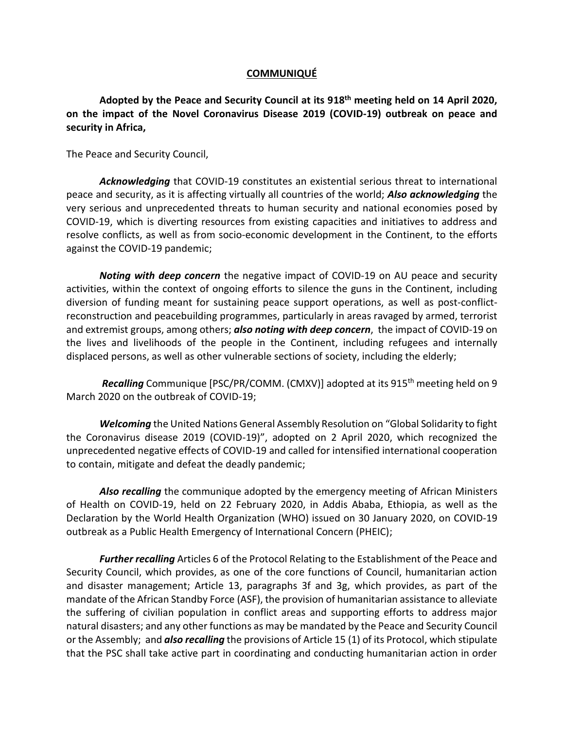**<u>COMMUNIQUÉ</u>**

**Adopted by the Peace and Security Council at its 918th meeting held on 14 April 2020, on the impact of the Novel Coronavirus Disease 2019 (COVID-19) outbreak on peace and security in Africa,**

The Peace and Security Council,

***Acknowledging*** that COVID-19 constitutes an existential serious threat to international peace and security, as it is affecting virtually all countries of the world; ***Also acknowledging*** the very serious and unprecedented threats to human security and national economies posed by COVID-19, which is diverting resources from existing capacities and initiatives to address and resolve conflicts, as well as from socio-economic development in the Continent, to the efforts against the COVID-19 pandemic;

***Noting with deep concern*** the negative impact of COVID-19 on AU peace and security activities, within the context of ongoing efforts to silence the guns in the Continent, including diversion of funding meant for sustaining peace support operations, as well as post-conflict-reconstruction and peacebuilding programmes, particularly in areas ravaged by armed, terrorist and extremist groups, among others; ***also noting with deep concern***, the impact of COVID-19 on the lives and livelihoods of the people in the Continent, including refugees and internally displaced persons, as well as other vulnerable sections of society, including the elderly;

***Recalling*** Communique [PSC/PR/COMM. (CMXV)] adopted at its 915th meeting held on 9 March 2020 on the outbreak of COVID-19;

***Welcoming*** the United Nations General Assembly Resolution on "Global Solidarity to fight the Coronavirus disease 2019 (COVID-19)", adopted on 2 April 2020, which recognized the unprecedented negative effects of COVID-19 and called for intensified international cooperation to contain, mitigate and defeat the deadly pandemic;

***Also recalling*** the communique adopted by the emergency meeting of African Ministers of Health on COVID-19, held on 22 February 2020, in Addis Ababa, Ethiopia, as well as the Declaration by the World Health Organization (WHO) issued on 30 January 2020, on COVID-19 outbreak as a Public Health Emergency of International Concern (PHEIC);

***Further recalling*** Articles 6 of the Protocol Relating to the Establishment of the Peace and Security Council, which provides, as one of the core functions of Council, humanitarian action and disaster management; Article 13, paragraphs 3f and 3g, which provides, as part of the mandate of the African Standby Force (ASF), the provision of humanitarian assistance to alleviate the suffering of civilian population in conflict areas and supporting efforts to address major natural disasters; and any other functions as may be mandated by the Peace and Security Council or the Assembly; and ***also recalling*** the provisions of Article 15 (1) of its Protocol, which stipulate that the PSC shall take active part in coordinating and conducting humanitarian action in order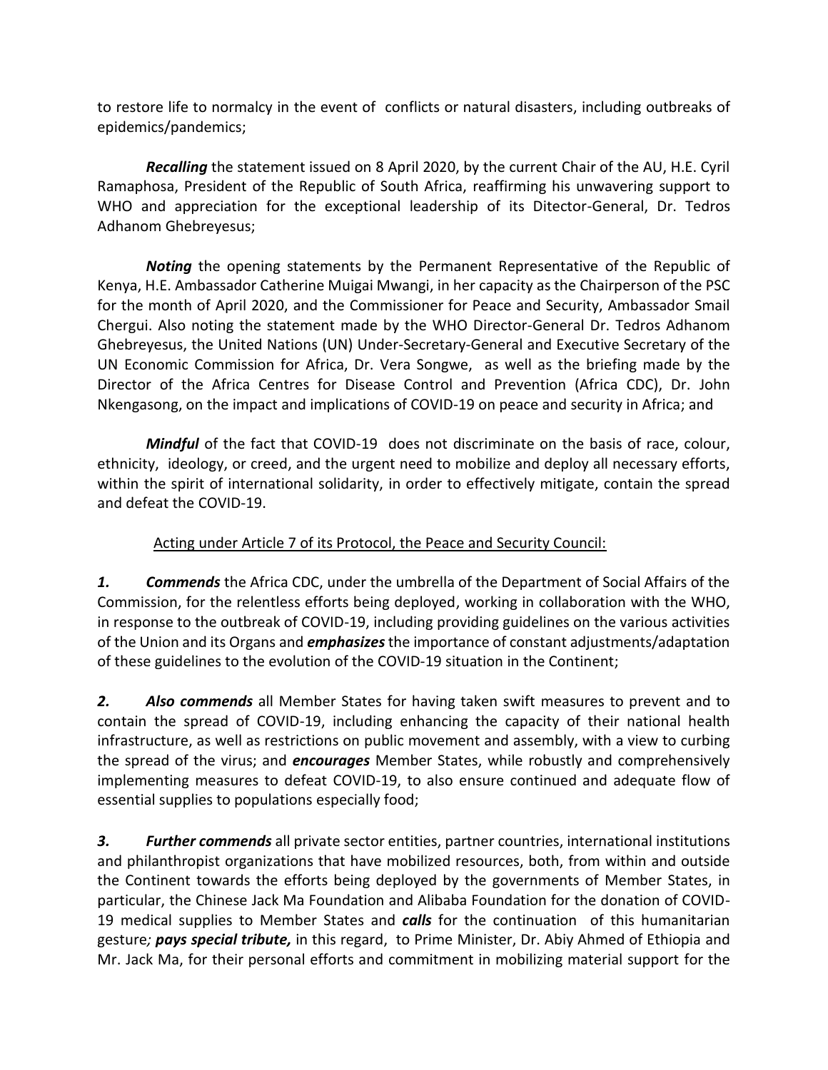to restore life to normalcy in the event of conflicts or natural disasters, including outbreaks of epidemics/pandemics;

***Recalling*** the statement issued on 8 April 2020, by the current Chair of the AU, H.E. Cyril Ramaphosa, President of the Republic of South Africa, reaffirming his unwavering support to WHO and appreciation for the exceptional leadership of its Ditector-General, Dr. Tedros Adhanom Ghebreyesus;

***Noting*** the opening statements by the Permanent Representative of the Republic of Kenya, H.E. Ambassador Catherine Muigai Mwangi, in her capacity as the Chairperson of the PSC for the month of April 2020, and the Commissioner for Peace and Security, Ambassador Smail Chergui. Also noting the statement made by the WHO Director-General Dr. Tedros Adhanom Ghebreyesus, the United Nations (UN) Under-Secretary-General and Executive Secretary of the UN Economic Commission for Africa, Dr. Vera Songwe, as well as the briefing made by the Director of the Africa Centres for Disease Control and Prevention (Africa CDC), Dr. John Nkengasong, on the impact and implications of COVID-19 on peace and security in Africa; and

***Mindful*** of the fact that COVID-19 does not discriminate on the basis of race, colour, ethnicity, ideology, or creed, and the urgent need to mobilize and deploy all necessary efforts, within the spirit of international solidarity, in order to effectively mitigate, contain the spread and defeat the COVID-19.

<u>Acting under Article 7 of its Protocol, the Peace and Security Council:</u>

***1.*** ***Commends*** the Africa CDC, under the umbrella of the Department of Social Affairs of the Commission, for the relentless efforts being deployed, working in collaboration with the WHO, in response to the outbreak of COVID-19, including providing guidelines on the various activities of the Union and its Organs and ***emphasizes*** the importance of constant adjustments/adaptation of these guidelines to the evolution of the COVID-19 situation in the Continent;

***2.*** ***Also commends*** all Member States for having taken swift measures to prevent and to contain the spread of COVID-19, including enhancing the capacity of their national health infrastructure, as well as restrictions on public movement and assembly, with a view to curbing the spread of the virus; and ***encourages*** Member States, while robustly and comprehensively implementing measures to defeat COVID-19, to also ensure continued and adequate flow of essential supplies to populations especially food;

***3.*** ***Further commends*** all private sector entities, partner countries, international institutions and philanthropist organizations that have mobilized resources, both, from within and outside the Continent towards the efforts being deployed by the governments of Member States, in particular, the Chinese Jack Ma Foundation and Alibaba Foundation for the donation of COVID-19 medical supplies to Member States and ***calls*** for the continuation of this humanitarian gesture***; pays special tribute,*** in this regard, to Prime Minister, Dr. Abiy Ahmed of Ethiopia and Mr. Jack Ma, for their personal efforts and commitment in mobilizing material support for the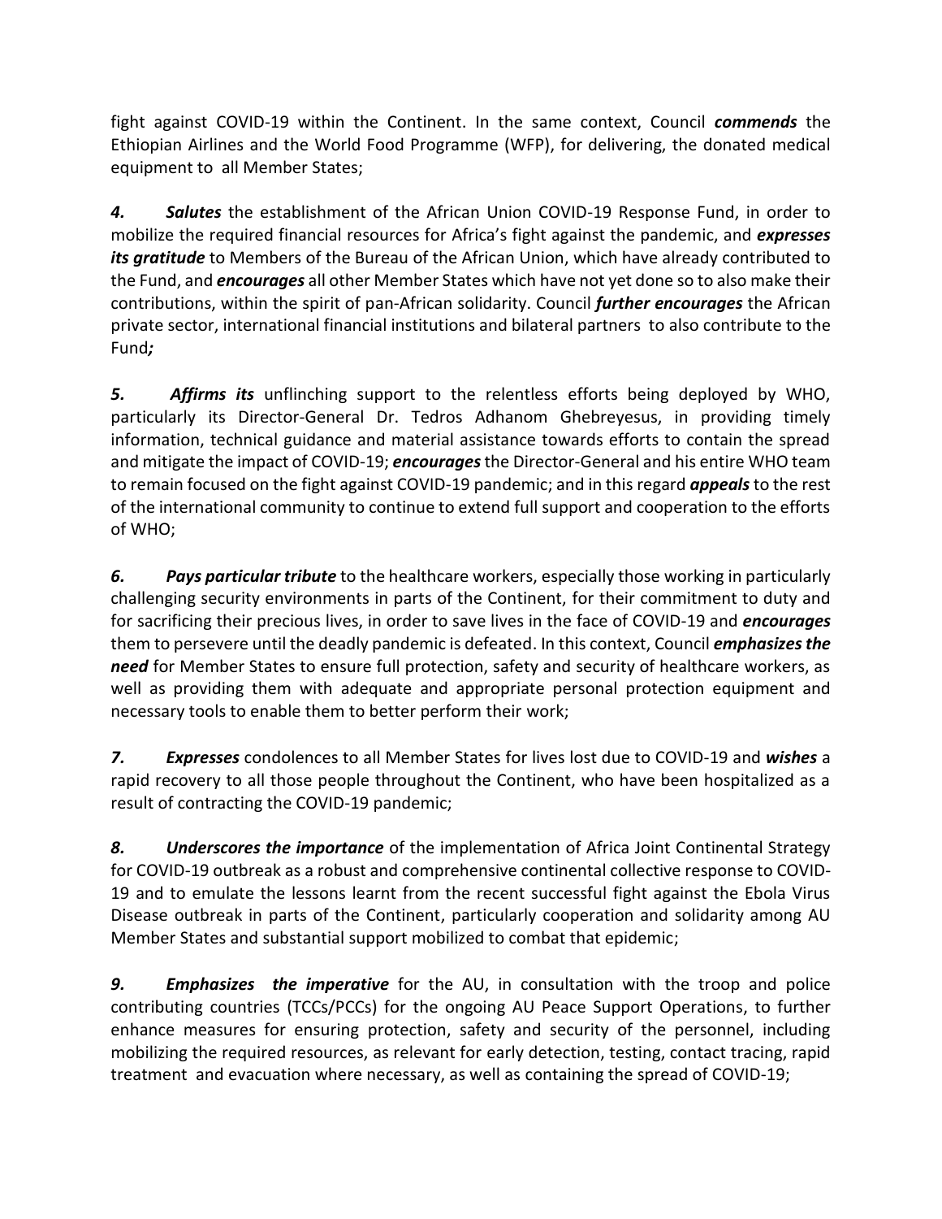fight against COVID-19 within the Continent. In the same context, Council ***commends*** the Ethiopian Airlines and the World Food Programme (WFP), for delivering, the donated medical equipment to all Member States;

***4.*** ***Salutes*** the establishment of the African Union COVID-19 Response Fund, in order to mobilize the required financial resources for Africa's fight against the pandemic, and ***expresses its gratitude*** to Members of the Bureau of the African Union, which have already contributed to the Fund, and ***encourages*** all other Member States which have not yet done so to also make their contributions, within the spirit of pan-African solidarity. Council ***further encourages*** the African private sector, international financial institutions and bilateral partners to also contribute to the Fund***;***

***5.*** ***Affirms its*** unflinching support to the relentless efforts being deployed by WHO, particularly its Director-General Dr. Tedros Adhanom Ghebreyesus, in providing timely information, technical guidance and material assistance towards efforts to contain the spread and mitigate the impact of COVID-19; ***encourages*** the Director-General and his entire WHO team to remain focused on the fight against COVID-19 pandemic; and in this regard ***appeals*** to the rest of the international community to continue to extend full support and cooperation to the efforts of WHO;

***6.*** ***Pays particular tribute*** to the healthcare workers, especially those working in particularly challenging security environments in parts of the Continent, for their commitment to duty and for sacrificing their precious lives, in order to save lives in the face of COVID-19 and ***encourages*** them to persevere until the deadly pandemic is defeated. In this context, Council ***emphasizes the need*** for Member States to ensure full protection, safety and security of healthcare workers, as well as providing them with adequate and appropriate personal protection equipment and necessary tools to enable them to better perform their work;

***7.*** ***Expresses*** condolences to all Member States for lives lost due to COVID-19 and ***wishes*** a rapid recovery to all those people throughout the Continent, who have been hospitalized as a result of contracting the COVID-19 pandemic;

***8.*** ***Underscores the importance*** of the implementation of Africa Joint Continental Strategy for COVID-19 outbreak as a robust and comprehensive continental collective response to COVID-19 and to emulate the lessons learnt from the recent successful fight against the Ebola Virus Disease outbreak in parts of the Continent, particularly cooperation and solidarity among AU Member States and substantial support mobilized to combat that epidemic;

***9.*** ***Emphasizes the imperative*** for the AU, in consultation with the troop and police contributing countries (TCCs/PCCs) for the ongoing AU Peace Support Operations, to further enhance measures for ensuring protection, safety and security of the personnel, including mobilizing the required resources, as relevant for early detection, testing, contact tracing, rapid treatment and evacuation where necessary, as well as containing the spread of COVID-19;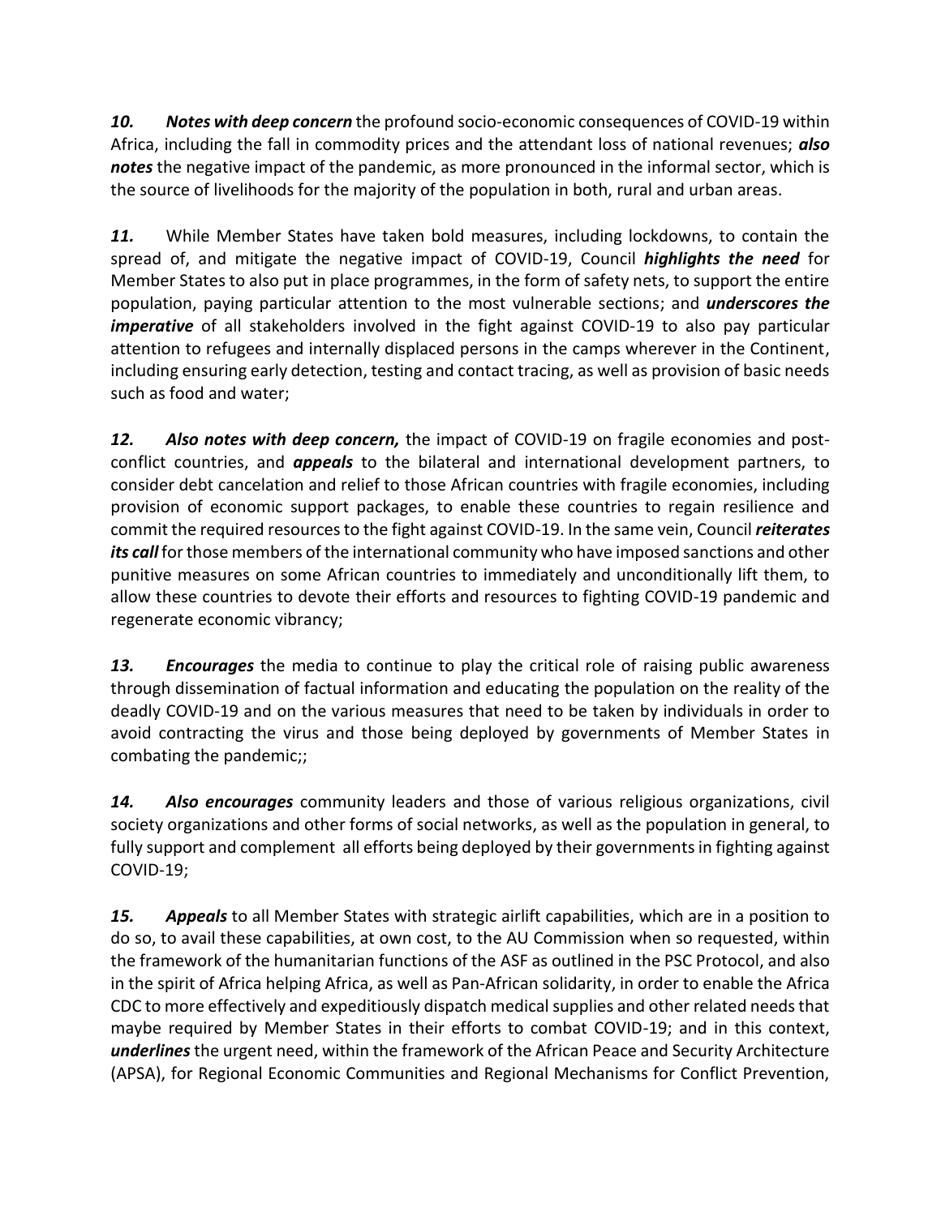***10.*** ***Notes with deep concern*** the profound socio-economic consequences of COVID-19 within Africa, including the fall in commodity prices and the attendant loss of national revenues; ***also notes*** the negative impact of the pandemic, as more pronounced in the informal sector, which is the source of livelihoods for the majority of the population in both, rural and urban areas.

***11.*** While Member States have taken bold measures, including lockdowns, to contain the spread of, and mitigate the negative impact of COVID-19, Council ***highlights the need*** for Member States to also put in place programmes, in the form of safety nets, to support the entire population, paying particular attention to the most vulnerable sections; and ***underscores the imperative*** of all stakeholders involved in the fight against COVID-19 to also pay particular attention to refugees and internally displaced persons in the camps wherever in the Continent, including ensuring early detection, testing and contact tracing, as well as provision of basic needs such as food and water;

***12.*** ***Also notes with deep concern,*** the impact of COVID-19 on fragile economies and post-conflict countries, and ***appeals*** to the bilateral and international development partners, to consider debt cancelation and relief to those African countries with fragile economies, including provision of economic support packages, to enable these countries to regain resilience and commit the required resources to the fight against COVID-19. In the same vein, Council ***reiterates its call*** for those members of the international community who have imposed sanctions and other punitive measures on some African countries to immediately and unconditionally lift them, to allow these countries to devote their efforts and resources to fighting COVID-19 pandemic and regenerate economic vibrancy;

***13.*** ***Encourages*** the media to continue to play the critical role of raising public awareness through dissemination of factual information and educating the population on the reality of the deadly COVID-19 and on the various measures that need to be taken by individuals in order to avoid contracting the virus and those being deployed by governments of Member States in combating the pandemic;;

***14.*** ***Also encourages*** community leaders and those of various religious organizations, civil society organizations and other forms of social networks, as well as the population in general, to fully support and complement all efforts being deployed by their governments in fighting against COVID-19;

***15.*** ***Appeals*** to all Member States with strategic airlift capabilities, which are in a position to do so, to avail these capabilities, at own cost, to the AU Commission when so requested, within the framework of the humanitarian functions of the ASF as outlined in the PSC Protocol, and also in the spirit of Africa helping Africa, as well as Pan-African solidarity, in order to enable the Africa CDC to more effectively and expeditiously dispatch medical supplies and other related needs that maybe required by Member States in their efforts to combat COVID-19; and in this context, ***underlines*** the urgent need, within the framework of the African Peace and Security Architecture (APSA), for Regional Economic Communities and Regional Mechanisms for Conflict Prevention,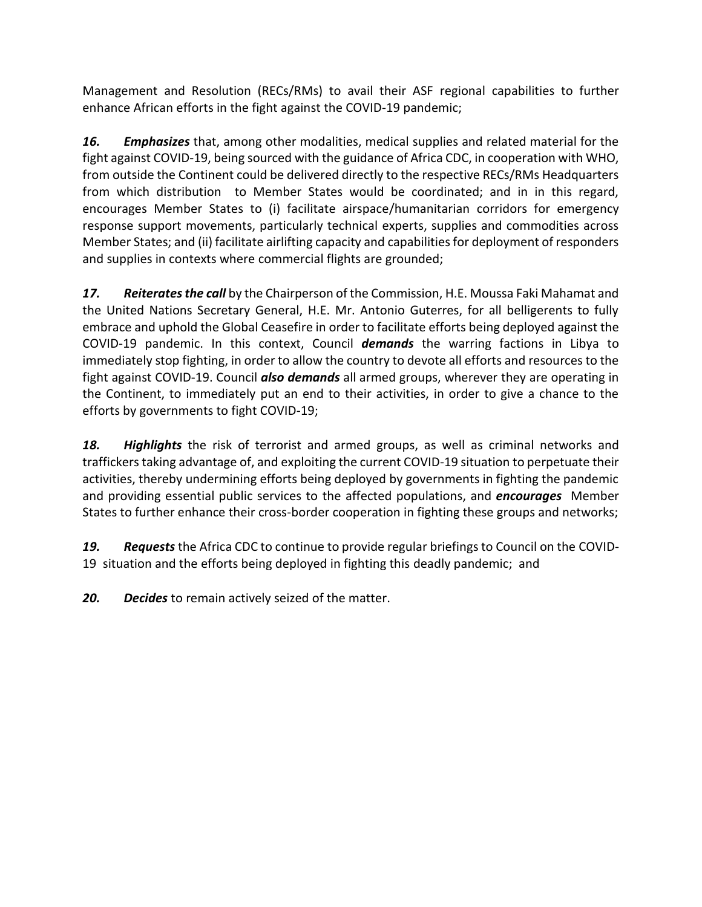Management and Resolution (RECs/RMs) to avail their ASF regional capabilities to further enhance African efforts in the fight against the COVID-19 pandemic;

***16.*** ***Emphasizes*** that, among other modalities, medical supplies and related material for the fight against COVID-19, being sourced with the guidance of Africa CDC, in cooperation with WHO, from outside the Continent could be delivered directly to the respective RECs/RMs Headquarters from which distribution to Member States would be coordinated; and in in this regard, encourages Member States to (i) facilitate airspace/humanitarian corridors for emergency response support movements, particularly technical experts, supplies and commodities across Member States; and (ii) facilitate airlifting capacity and capabilities for deployment of responders and supplies in contexts where commercial flights are grounded;

***17.*** ***Reiterates the call*** by the Chairperson of the Commission, H.E. Moussa Faki Mahamat and the United Nations Secretary General, H.E. Mr. Antonio Guterres, for all belligerents to fully embrace and uphold the Global Ceasefire in order to facilitate efforts being deployed against the COVID-19 pandemic. In this context, Council ***demands*** the warring factions in Libya to immediately stop fighting, in order to allow the country to devote all efforts and resources to the fight against COVID-19. Council ***also demands*** all armed groups, wherever they are operating in the Continent, to immediately put an end to their activities, in order to give a chance to the efforts by governments to fight COVID-19;

***18.*** ***Highlights*** the risk of terrorist and armed groups, as well as criminal networks and traffickers taking advantage of, and exploiting the current COVID-19 situation to perpetuate their activities, thereby undermining efforts being deployed by governments in fighting the pandemic and providing essential public services to the affected populations, and ***encourages*** Member States to further enhance their cross-border cooperation in fighting these groups and networks;

***19.*** ***Requests*** the Africa CDC to continue to provide regular briefings to Council on the COVID-19 situation and the efforts being deployed in fighting this deadly pandemic; and

***20.*** ***Decides*** to remain actively seized of the matter.